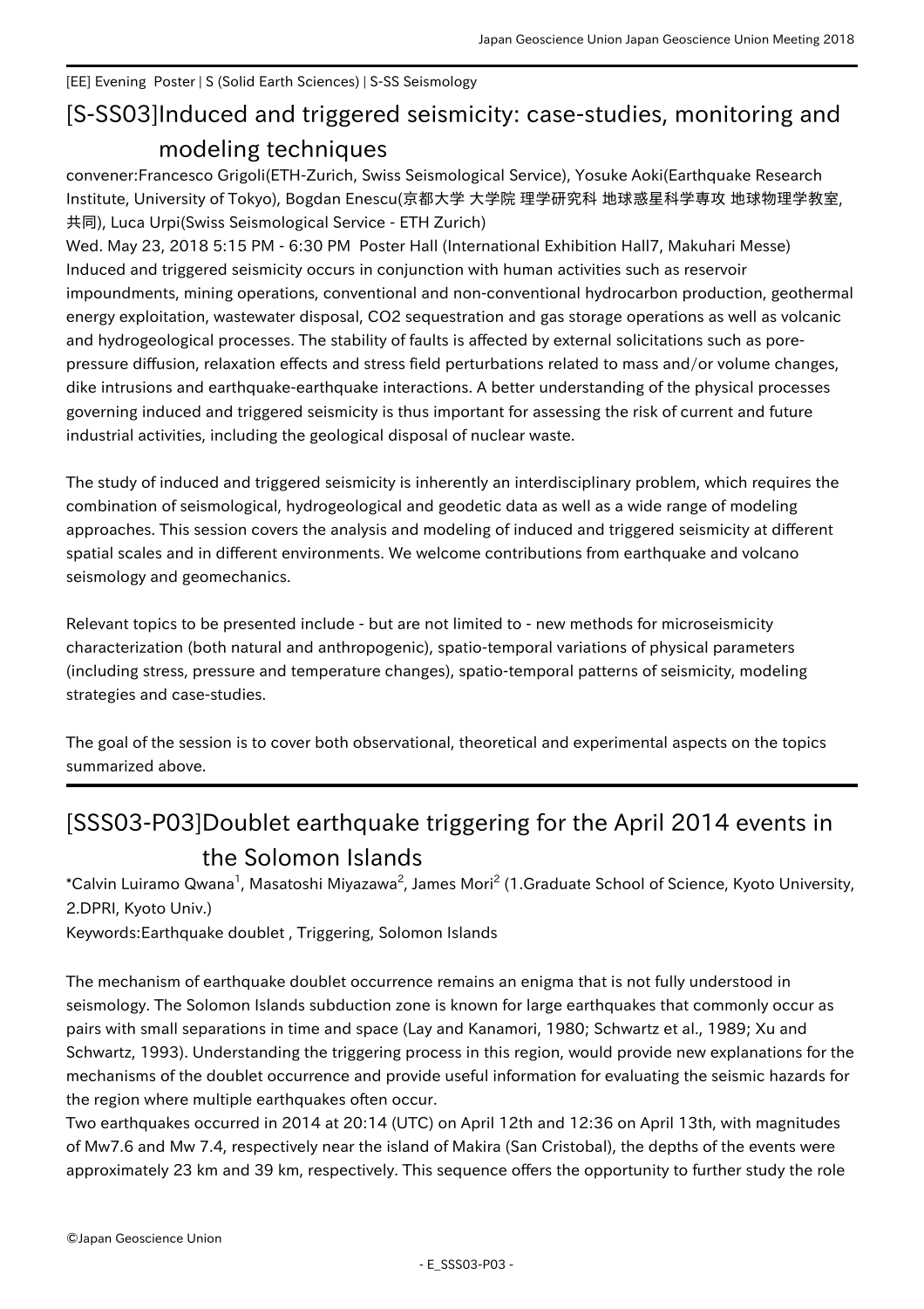[EE] Evening Poster | S (Solid Earth Sciences) | S-SS Seismology

# [S-SS03]Induced and triggered seismicity: case-studies, monitoring and modeling techniques

convener:Francesco Grigoli(ETH-Zurich, Swiss Seismological Service), Yosuke Aoki(Earthquake Research Institute, University of Tokyo), Bogdan Enescu(京都大学 大学院 理学研究科 地球惑星科学専攻 地球物理学教室, 共同), Luca Urpi(Swiss Seismological Service - ETH Zurich)

Wed. May 23, 2018 5:15 PM - 6:30 PM Poster Hall (International Exhibition Hall7, Makuhari Messe)

Induced and triggered seismicity occurs in conjunction with human activities such as reservoir impoundments, mining operations, conventional and non-conventional hydrocarbon production, geothermal energy exploitation, wastewater disposal, CO2 sequestration and gas storage operations as well as volcanic and hydrogeological processes. The stability of faults is affected by external solicitations such as pore-pressure diffusion, relaxation effects and stress field perturbations related to mass and/or volume changes, dike intrusions and earthquake-earthquake interactions. A better understanding of the physical processes governing induced and triggered seismicity is thus important for assessing the risk of current and future industrial activities, including the geological disposal of nuclear waste.

The study of induced and triggered seismicity is inherently an interdisciplinary problem, which requires the combination of seismological, hydrogeological and geodetic data as well as a wide range of modeling approaches. This session covers the analysis and modeling of induced and triggered seismicity at different spatial scales and in different environments. We welcome contributions from earthquake and volcano seismology and geomechanics.

Relevant topics to be presented include - but are not limited to - new methods for microseismicity characterization (both natural and anthropogenic), spatio-temporal variations of physical parameters (including stress, pressure and temperature changes), spatio-temporal patterns of seismicity, modeling strategies and case-studies.

The goal of the session is to cover both observational, theoretical and experimental aspects on the topics summarized above.

# [SSS03-P03]Doublet earthquake triggering for the April 2014 events in the Solomon Islands

*Calvin Luiramo Qwana[1], Masatoshi Miyazawa[2], James Mori[2] (1.Graduate School of Science, Kyoto University, 2.DPRI, Kyoto Univ.)

Keywords:Earthquake doublet , Triggering, Solomon Islands

The mechanism of earthquake doublet occurrence remains an enigma that is not fully understood in seismology. The Solomon Islands subduction zone is known for large earthquakes that commonly occur as pairs with small separations in time and space (Lay and Kanamori, 1980; Schwartz et al., 1989; Xu and Schwartz, 1993). Understanding the triggering process in this region, would provide new explanations for the mechanisms of the doublet occurrence and provide useful information for evaluating the seismic hazards for the region where multiple earthquakes often occur.

Two earthquakes occurred in 2014 at 20:14 (UTC) on April 12th and 12:36 on April 13th, with magnitudes of Mw7.6 and Mw 7.4, respectively near the island of Makira (San Cristobal), the depths of the events were approximately 23 km and 39 km, respectively. This sequence offers the opportunity to further study the role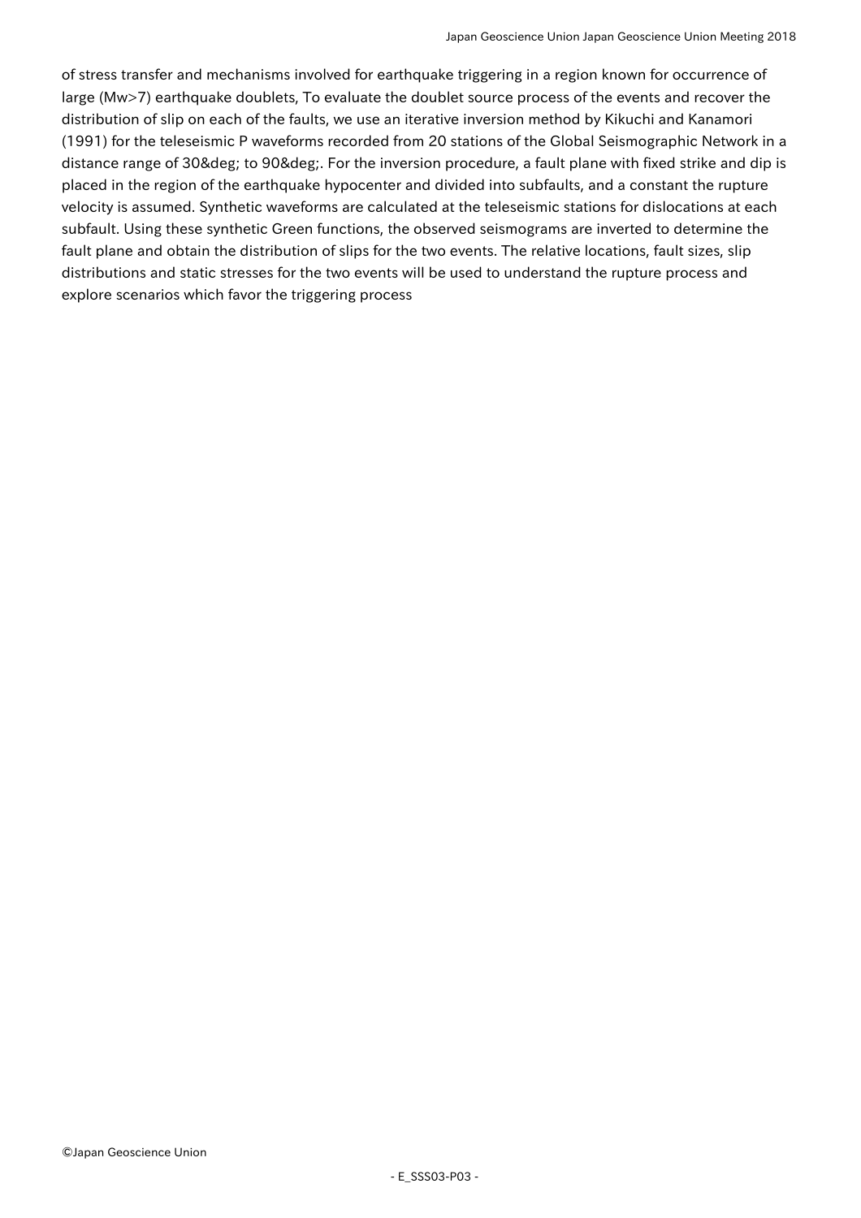of stress transfer and mechanisms involved for earthquake triggering in a region known for occurrence of large (Mw>7) earthquake doublets, To evaluate the doublet source process of the events and recover the distribution of slip on each of the faults, we use an iterative inversion method by Kikuchi and Kanamori (1991) for the teleseismic P waveforms recorded from 20 stations of the Global Seismographic Network in a distance range of 30&deg; to 90&deg;. For the inversion procedure, a fault plane with fixed strike and dip is placed in the region of the earthquake hypocenter and divided into subfaults, and a constant the rupture velocity is assumed. Synthetic waveforms are calculated at the teleseismic stations for dislocations at each subfault. Using these synthetic Green functions, the observed seismograms are inverted to determine the fault plane and obtain the distribution of slips for the two events. The relative locations, fault sizes, slip distributions and static stresses for the two events will be used to understand the rupture process and explore scenarios which favor the triggering process